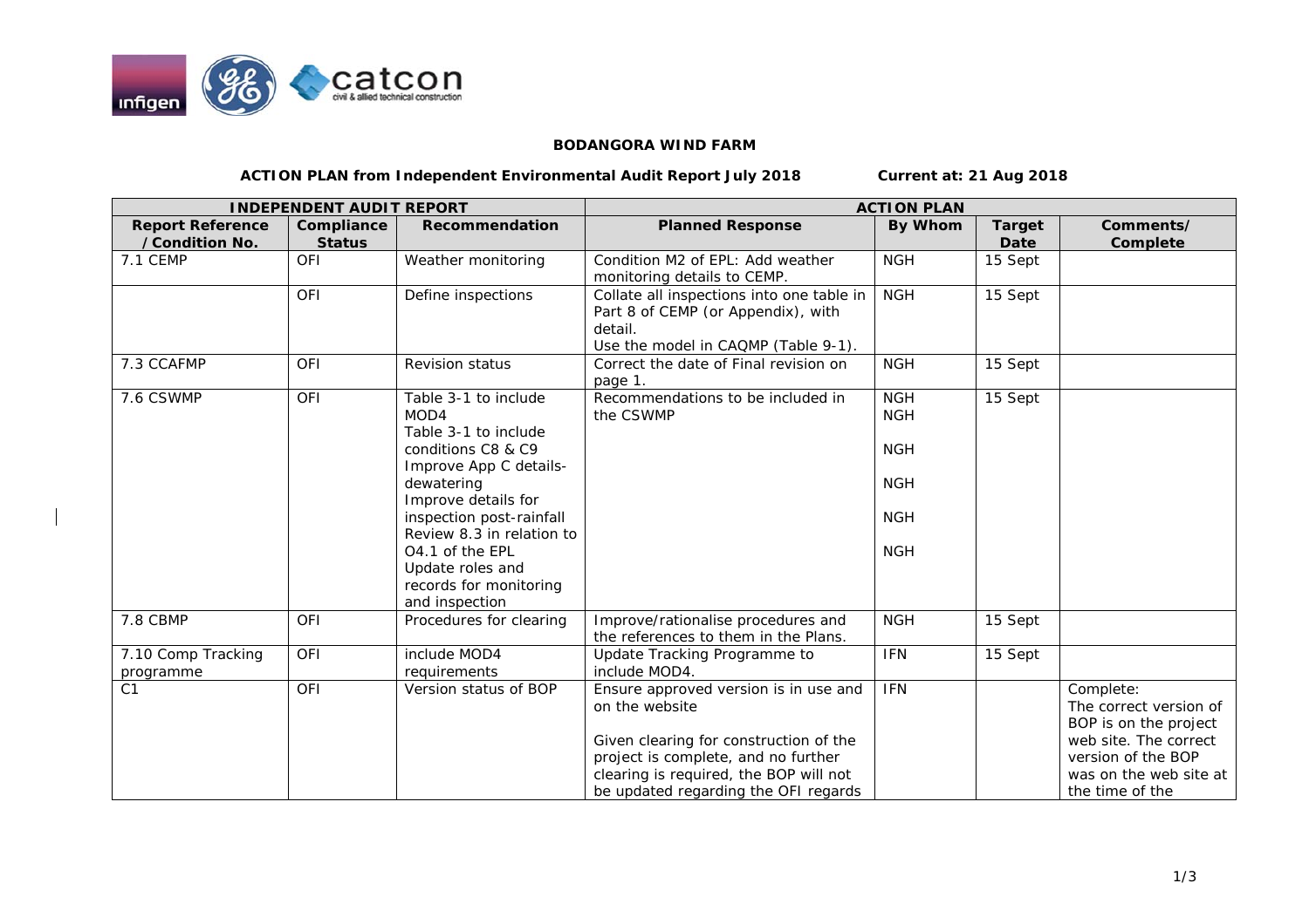**BODANGORA WIND FARM**

**ACTION PLAN from Independent Environmental Audit Report July 2018** **Current at: 21 Aug 2018**

| INDEPENDENT AUDIT REPORT | | | ACTION PLAN | | | |
|---|---|---|---|---|---|---|
| **Report Reference /Condition No.** | **Compliance Status** | **Recommendation** | **Planned Response** | **By Whom** | **Target Date** | **Comments/ Complete** |
| 7.1 CEMP | OFI | Weather monitoring | Condition M2 of EPL: Add weather monitoring details to CEMP. | NGH | 15 Sept | |
| | OFI | Define inspections | Collate all inspections into one table in Part 8 of CEMP (or Appendix), with detail.<br>Use the model in CAQMP (Table 9-1). | NGH | 15 Sept | |
| 7.3 CCAFMP | OFI | Revision status | Correct the date of Final revision on page 1. | NGH | 15 Sept | |
| 7.6 CSWMP | OFI | Table 3-1 to include MOD4<br>Table 3-1 to include conditions C8 & C9<br>Improve App C details-dewatering<br>Improve details for inspection post-rainfall<br>Review 8.3 in relation to O4.1 of the EPL<br>Update roles and records for monitoring and inspection | Recommendations to be included in the CSWMP | NGH<br>NGH<br>NGH<br>NGH<br>NGH<br>NGH | 15 Sept | |
| 7.8 CBMP | OFI | Procedures for clearing | Improve/rationalise procedures and the references to them in the Plans. | NGH | 15 Sept | |
| 7.10 Comp Tracking programme | OFI | include MOD4 requirements | Update Tracking Programme to include MOD4. | IFN | 15 Sept | |
| C1 | OFI | Version status of BOP | Ensure approved version is in use and on the website<br><br>Given clearing for construction of the project is complete, and no further clearing is required, the BOP will not be updated regarding the OFI regards | IFN | | Complete:<br>The correct version of BOP is on the project web site. The correct version of the BOP was on the web site at the time of the |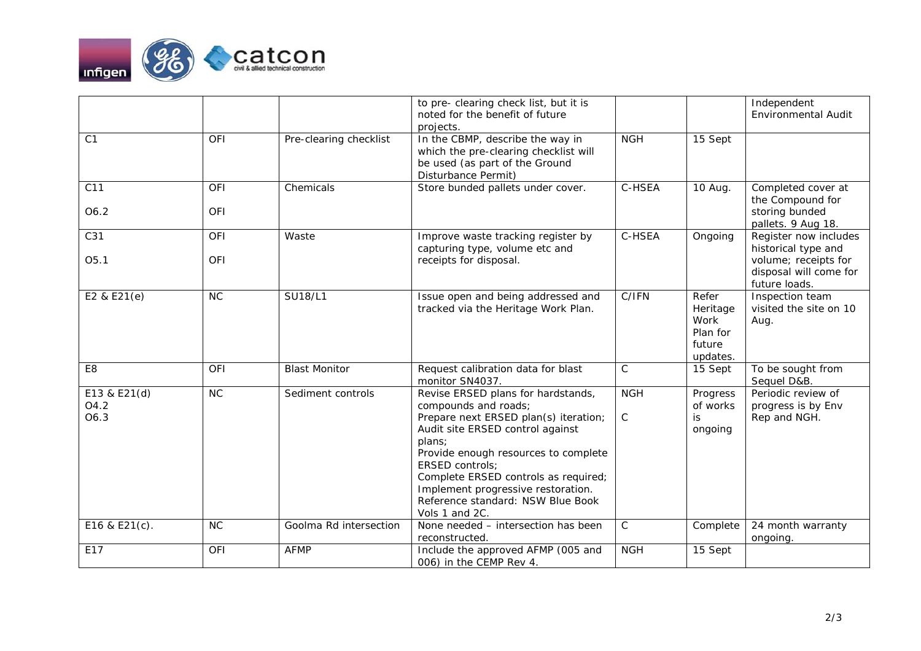| | | | to pre- clearing check list, but it is noted for the benefit of future projects. | | | Independent Environmental Audit |
|---|---|---|---|---|---|---|
| C1 | OFI | Pre-clearing checklist | In the CBMP, describe the way in which the pre-clearing checklist will be used (as part of the Ground Disturbance Permit) | NGH | 15 Sept | |
| C11<br>O6.2 | OFI<br>OFI | Chemicals | Store bunded pallets under cover. | C-HSEA | 10 Aug. | Completed cover at the Compound for storing bunded pallets. 9 Aug 18. |
| C31<br>O5.1 | OFI<br>OFI | Waste | Improve waste tracking register by capturing type, volume etc and receipts for disposal. | C-HSEA | Ongoing | Register now includes historical type and volume; receipts for disposal will come for future loads. |
| E2 & E21(e) | NC | SU18/L1 | Issue open and being addressed and tracked via the Heritage Work Plan. | C/IFN | Refer Heritage Work Plan for future updates. | Inspection team visited the site on 10 Aug. |
| E8 | OFI | Blast Monitor | Request calibration data for blast monitor SN4037. | C | 15 Sept | To be sought from Sequel D&B. |
| E13 & E21(d)<br>O4.2<br>O6.3 | NC | Sediment controls | Revise ERSED plans for hardstands, compounds and roads;<br>Prepare next ERSED plan(s) iteration;<br>Audit site ERSED control against plans;<br>Provide enough resources to complete ERSED controls;<br>Complete ERSED controls as required;<br>Implement progressive restoration.<br>Reference standard: NSW Blue Book Vols 1 and 2C. | NGH<br>C | Progress of works is ongoing | Periodic review of progress is by Env Rep and NGH. |
| E16 & E21(c). | NC | Goolma Rd intersection | None needed – intersection has been reconstructed. | C | Complete | 24 month warranty ongoing. |
| E17 | OFI | AFMP | Include the approved AFMP (005 and 006) in the CEMP Rev 4. | NGH | 15 Sept | |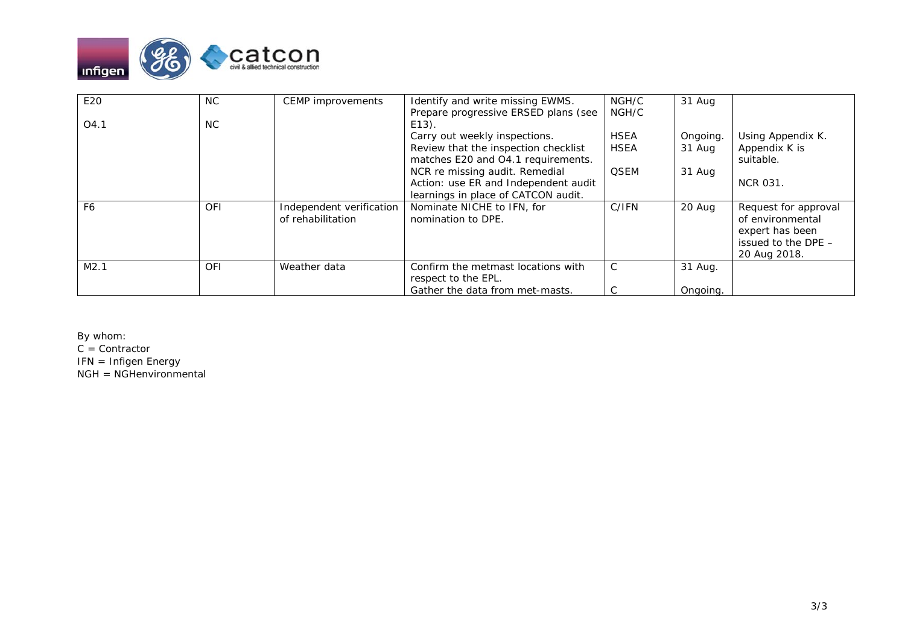| | | | | | | |
|---|---|---|---|---|---|---|
| E20<br><br>O4.1 | NC<br><br>NC | CEMP improvements | Identify and write missing EWMS.<br>Prepare progressive ERSED plans (see E13).<br>Carry out weekly inspections.<br>Review that the inspection checklist matches E20 and O4.1 requirements.<br>NCR re missing audit. Remedial Action: use ER and Independent audit learnings in place of CATCON audit. | NGH/C<br>NGH/C<br><br>HSEA<br>HSEA<br><br>QSEM | 31 Aug<br><br><br>Ongoing.<br>31 Aug<br><br>31 Aug | <br><br><br>Using Appendix K.<br>Appendix K is suitable.<br><br>NCR 031. |
| F6 | OFI | Independent verification of rehabilitation | Nominate NICHE to IFN, for nomination to DPE. | C/IFN | 20 Aug | Request for approval of environmental expert has been issued to the DPE – 20 Aug 2018. |
| M2.1 | OFI | Weather data | Confirm the metmast locations with respect to the EPL.<br>Gather the data from met-masts. | C<br><br>C | 31 Aug.<br><br>Ongoing. | |

By whom:
C = Contractor
IFN = Infigen Energy
NGH = NGHenvironmental